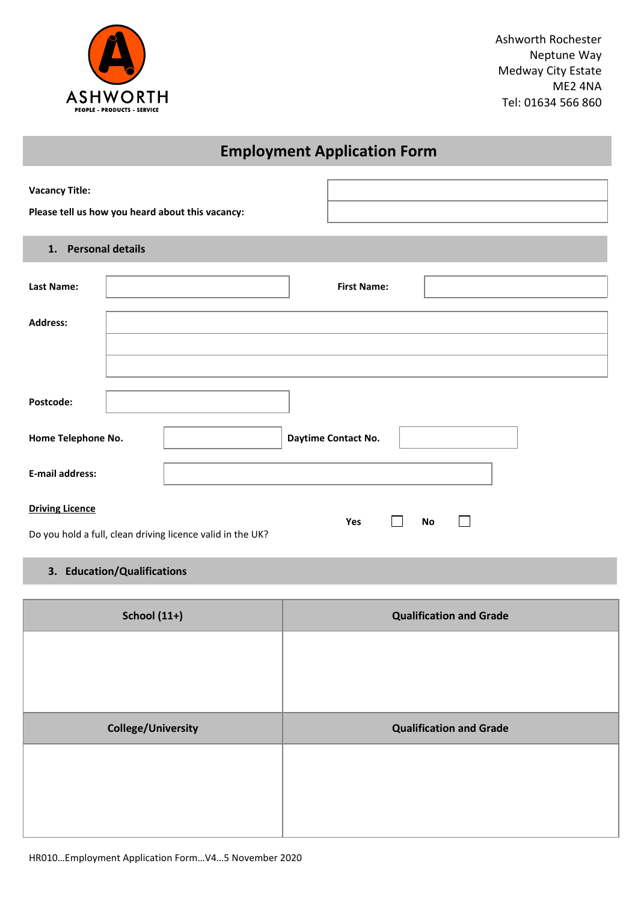ASHWORTH
PEOPLE - PRODUCTS - SERVICE

Ashworth Rochester
Neptune Way
Medway City Estate
ME2 4NA
Tel: 01634 566 860

# Employment Application Form

**Vacancy Title:**

**Please tell us how you heard about this vacancy:**

## 1. Personal details

**Last Name:** &nbsp;&nbsp;&nbsp;&nbsp; **First Name:**

**Address:**

**Postcode:**

**Home Telephone No.** &nbsp;&nbsp;&nbsp;&nbsp; **Daytime Contact No.**

**E-mail address:**

**Driving Licence**

Do you hold a full, clean driving licence valid in the UK? &nbsp;&nbsp; **Yes** ☐ &nbsp;&nbsp; **No** ☐

## 3. Education/Qualifications

| School (11+) | Qualification and Grade |
|---|---|
| | |

| College/University | Qualification and Grade |
|---|---|
| | |

HR010…Employment Application Form…V4…5 November 2020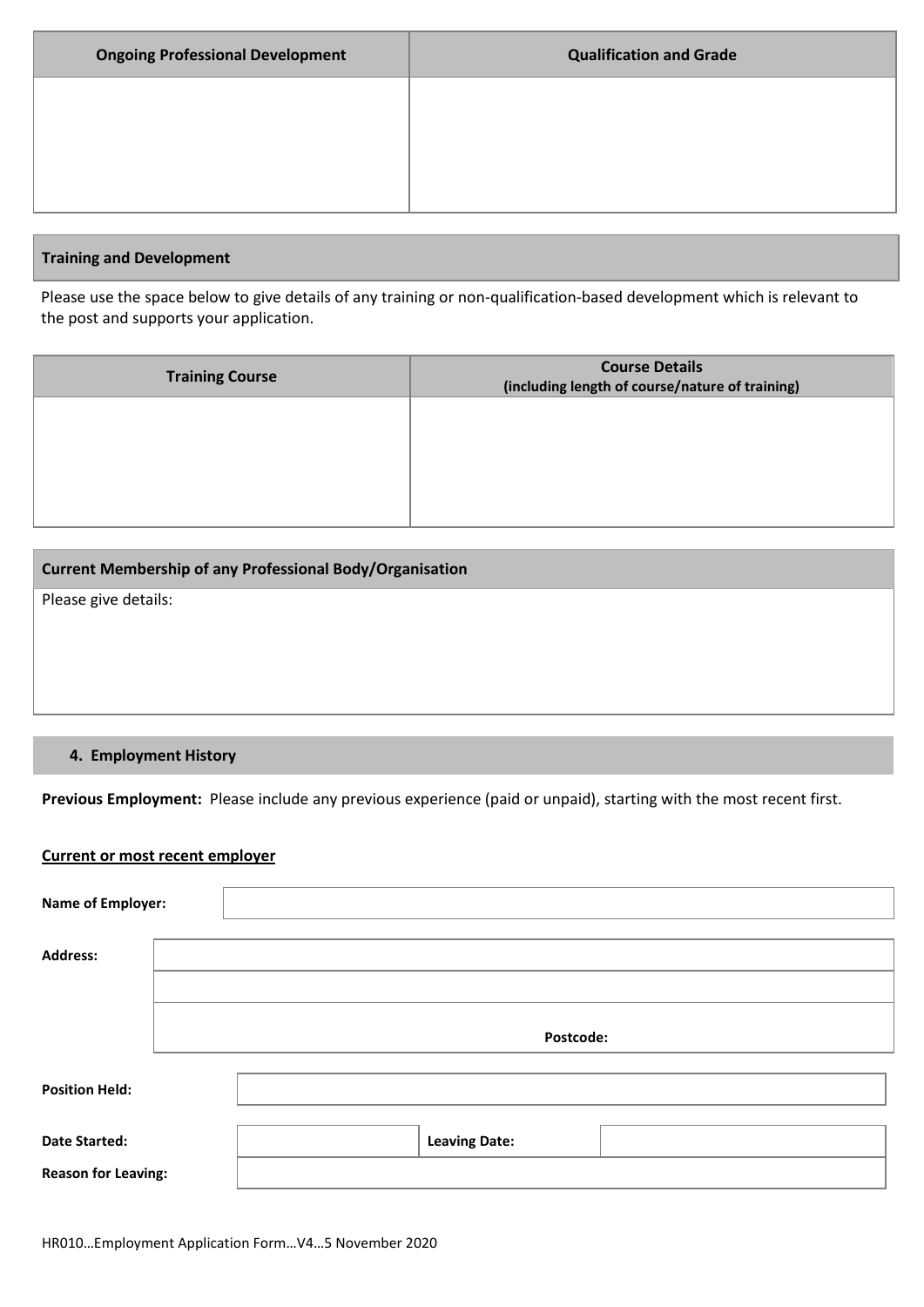| Ongoing Professional Development | Qualification and Grade |
|---|---|
| | |

**Training and Development**

Please use the space below to give details of any training or non-qualification-based development which is relevant to the post and supports your application.

| Training Course | Course Details (including length of course/nature of training) |
|---|---|
| | |

**Current Membership of any Professional Body/Organisation**

Please give details:

## 4. Employment History

**Previous Employment:** Please include any previous experience (paid or unpaid), starting with the most recent first.

**Current or most recent employer**

**Name of Employer:**

**Address:**

**Postcode:**

**Position Held:**

**Date Started:** **Leaving Date:**

**Reason for Leaving:**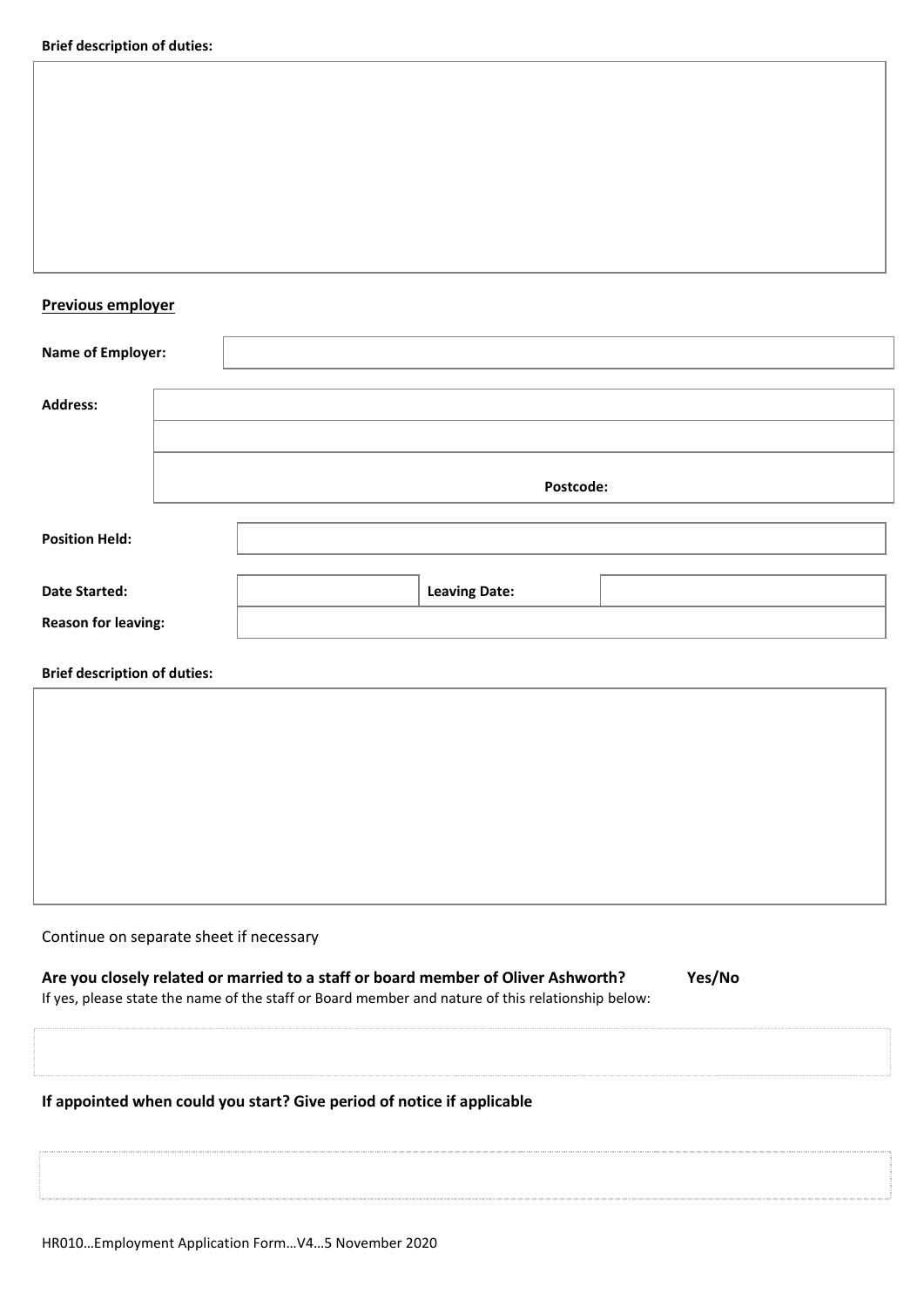**Brief description of duties:**

| |
|---|
| |

## Previous employer

| | | | |
|---|---|---|---|
| **Name of Employer:** | | | |
| **Address:** | | | |
| | | | |
| | | **Postcode:** | |
| **Position Held:** | | | |
| **Date Started:** | | **Leaving Date:** | |
| **Reason for leaving:** | | | |

**Brief description of duties:**

| |
|---|
| |

Continue on separate sheet if necessary

**Are you closely related or married to a staff or board member of Oliver Ashworth? Yes/No**

If yes, please state the name of the staff or Board member and nature of this relationship below:

**If appointed when could you start? Give period of notice if applicable**

HR010…Employment Application Form…V4…5 November 2020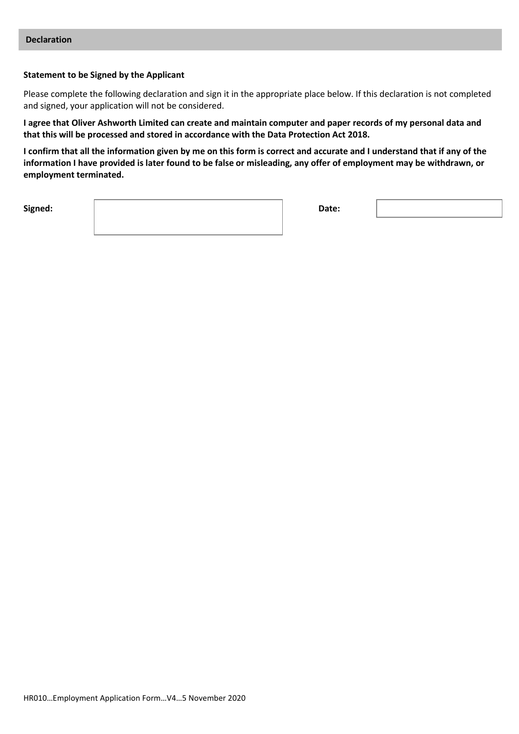## Declaration

**Statement to be Signed by the Applicant**

Please complete the following declaration and sign it in the appropriate place below. If this declaration is not completed and signed, your application will not be considered.

**I agree that Oliver Ashworth Limited can create and maintain computer and paper records of my personal data and that this will be processed and stored in accordance with the Data Protection Act 2018.**

**I confirm that all the information given by me on this form is correct and accurate and I understand that if any of the information I have provided is later found to be false or misleading, any offer of employment may be withdrawn, or employment terminated.**

| | | | |
|---|---|---|---|
| **Signed:** | | **Date:** | |

HR010…Employment Application Form…V4…5 November 2020